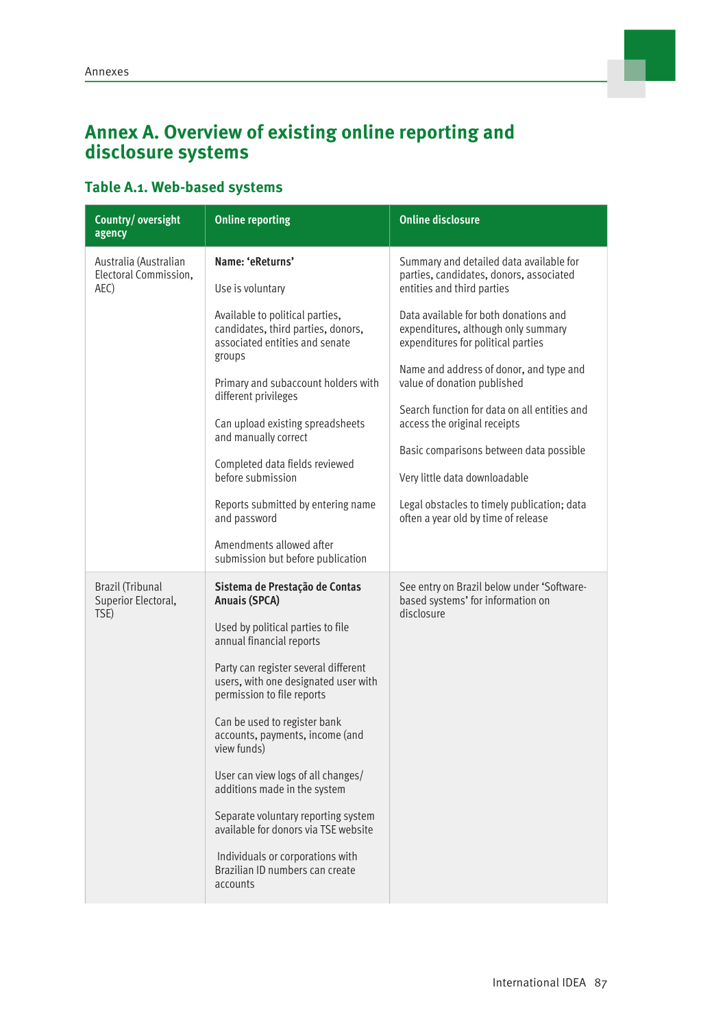# Annex A. Overview of existing online reporting and disclosure systems

## Table A.1. Web-based systems

| Country/ oversight agency | Online reporting | Online disclosure |
|---|---|---|
| Australia (Australian Electoral Commission, AEC) | **Name: 'eReturns'**<br><br>Use is voluntary<br><br>Available to political parties, candidates, third parties, donors, associated entities and senate groups<br><br>Primary and subaccount holders with different privileges<br><br>Can upload existing spreadsheets and manually correct<br><br>Completed data fields reviewed before submission<br><br>Reports submitted by entering name and password<br><br>Amendments allowed after submission but before publication | Summary and detailed data available for parties, candidates, donors, associated entities and third parties<br><br>Data available for both donations and expenditures, although only summary expenditures for political parties<br><br>Name and address of donor, and type and value of donation published<br><br>Search function for data on all entities and access the original receipts<br><br>Basic comparisons between data possible<br><br>Very little data downloadable<br><br>Legal obstacles to timely publication; data often a year old by time of release |
| Brazil (Tribunal Superior Electoral, TSE) | **Sistema de Prestação de Contas Anuais (SPCA)**<br><br>Used by political parties to file annual financial reports<br><br>Party can register several different users, with one designated user with permission to file reports<br><br>Can be used to register bank accounts, payments, income (and view funds)<br><br>User can view logs of all changes/ additions made in the system<br><br>Separate voluntary reporting system available for donors via TSE website<br><br>Individuals or corporations with Brazilian ID numbers can create accounts | See entry on Brazil below under 'Software-based systems' for information on disclosure |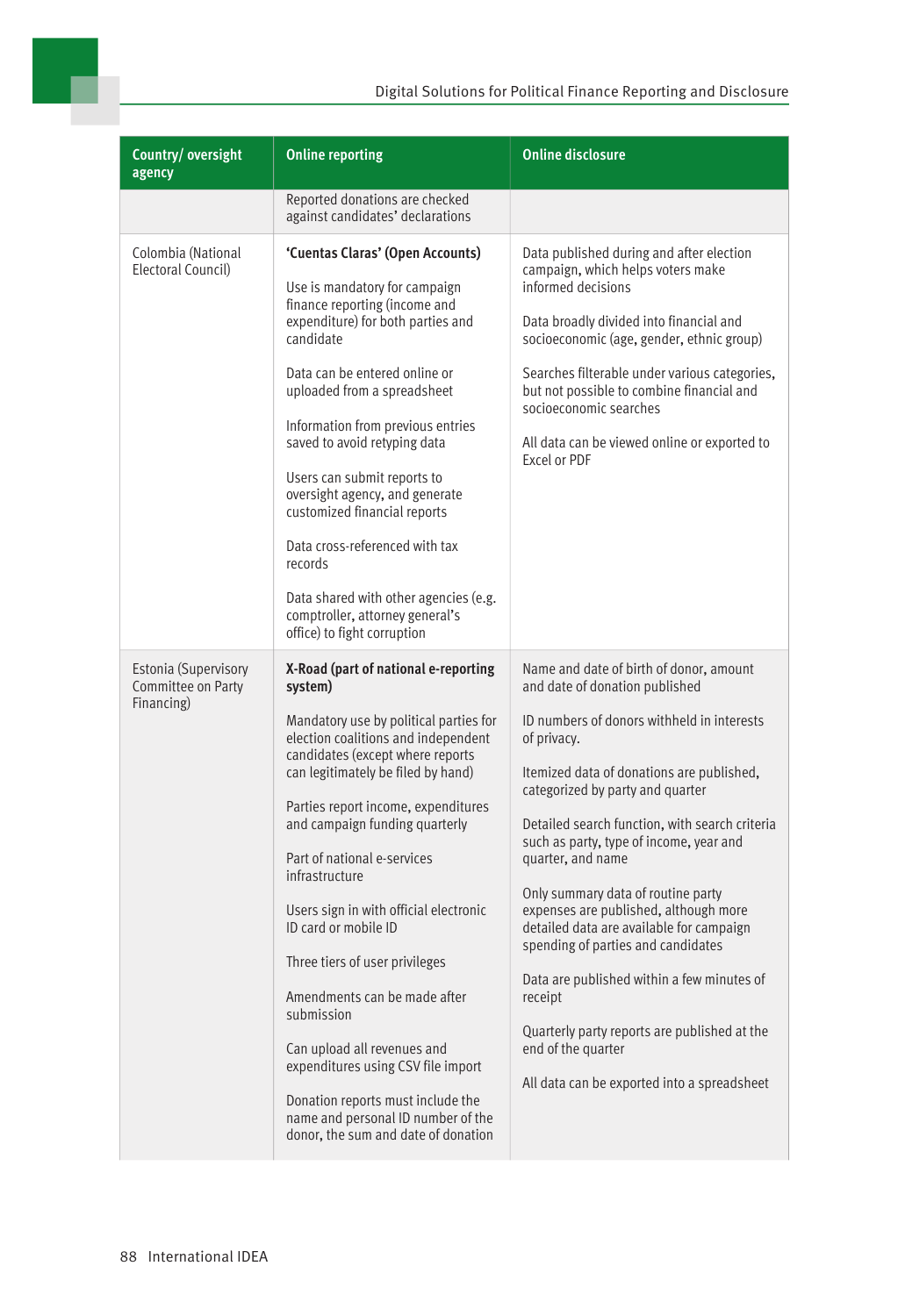| Country/ oversight agency | Online reporting | Online disclosure |
|---|---|---|
| | Reported donations are checked against candidates' declarations | |
| Colombia (National Electoral Council) | **'Cuentas Claras' (Open Accounts)**<br><br>Use is mandatory for campaign finance reporting (income and expenditure) for both parties and candidate<br><br>Data can be entered online or uploaded from a spreadsheet<br><br>Information from previous entries saved to avoid retyping data<br><br>Users can submit reports to oversight agency, and generate customized financial reports<br><br>Data cross-referenced with tax records<br><br>Data shared with other agencies (e.g. comptroller, attorney general's office) to fight corruption | Data published during and after election campaign, which helps voters make informed decisions<br><br>Data broadly divided into financial and socioeconomic (age, gender, ethnic group)<br><br>Searches filterable under various categories, but not possible to combine financial and socioeconomic searches<br><br>All data can be viewed online or exported to Excel or PDF |
| Estonia (Supervisory Committee on Party Financing) | **X-Road (part of national e-reporting system)**<br><br>Mandatory use by political parties for election coalitions and independent candidates (except where reports can legitimately be filed by hand)<br><br>Parties report income, expenditures and campaign funding quarterly<br><br>Part of national e-services infrastructure<br><br>Users sign in with official electronic ID card or mobile ID<br><br>Three tiers of user privileges<br><br>Amendments can be made after submission<br><br>Can upload all revenues and expenditures using CSV file import<br><br>Donation reports must include the name and personal ID number of the donor, the sum and date of donation | Name and date of birth of donor, amount and date of donation published<br><br>ID numbers of donors withheld in interests of privacy.<br><br>Itemized data of donations are published, categorized by party and quarter<br><br>Detailed search function, with search criteria such as party, type of income, year and quarter, and name<br><br>Only summary data of routine party expenses are published, although more detailed data are available for campaign spending of parties and candidates<br><br>Data are published within a few minutes of receipt<br><br>Quarterly party reports are published at the end of the quarter<br><br>All data can be exported into a spreadsheet |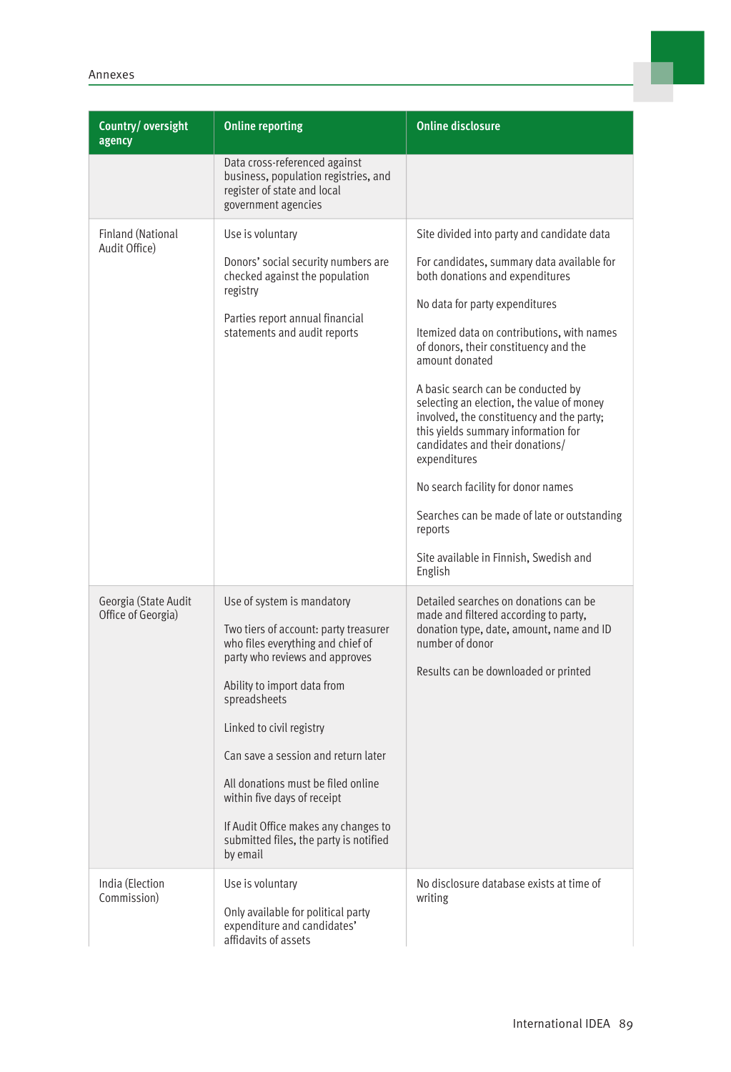| Country/ oversight agency | Online reporting | Online disclosure |
|---|---|---|
| | Data cross-referenced against business, population registries, and register of state and local government agencies | |
| Finland (National Audit Office) | Use is voluntary<br><br>Donors' social security numbers are checked against the population registry<br><br>Parties report annual financial statements and audit reports | Site divided into party and candidate data<br><br>For candidates, summary data available for both donations and expenditures<br><br>No data for party expenditures<br><br>Itemized data on contributions, with names of donors, their constituency and the amount donated<br><br>A basic search can be conducted by selecting an election, the value of money involved, the constituency and the party; this yields summary information for candidates and their donations/ expenditures<br><br>No search facility for donor names<br><br>Searches can be made of late or outstanding reports<br><br>Site available in Finnish, Swedish and English |
| Georgia (State Audit Office of Georgia) | Use of system is mandatory<br><br>Two tiers of account: party treasurer who files everything and chief of party who reviews and approves<br><br>Ability to import data from spreadsheets<br><br>Linked to civil registry<br><br>Can save a session and return later<br><br>All donations must be filed online within five days of receipt<br><br>If Audit Office makes any changes to submitted files, the party is notified by email | Detailed searches on donations can be made and filtered according to party, donation type, date, amount, name and ID number of donor<br><br>Results can be downloaded or printed |
| India (Election Commission) | Use is voluntary<br><br>Only available for political party expenditure and candidates' affidavits of assets | No disclosure database exists at time of writing |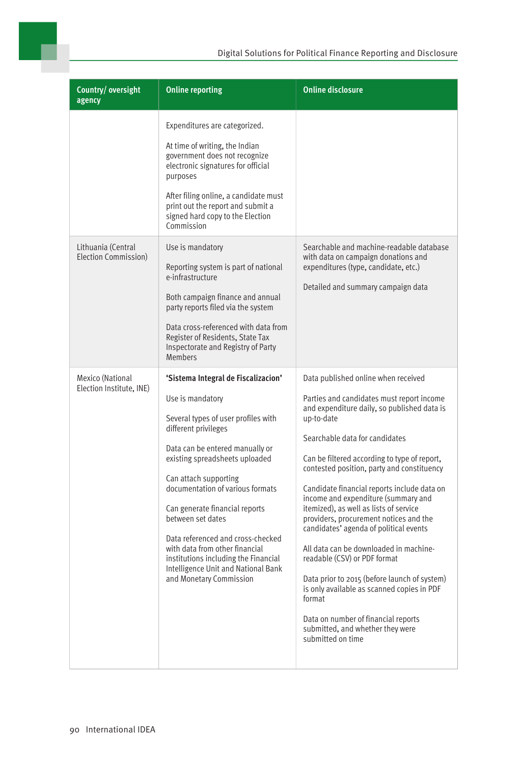| Country/ oversight agency | Online reporting | Online disclosure |
|---|---|---|
| | Expenditures are categorized.<br><br>At time of writing, the Indian government does not recognize electronic signatures for official purposes<br><br>After filing online, a candidate must print out the report and submit a signed hard copy to the Election Commission | |
| Lithuania (Central Election Commission) | Use is mandatory<br><br>Reporting system is part of national e-infrastructure<br><br>Both campaign finance and annual party reports filed via the system<br><br>Data cross-referenced with data from Register of Residents, State Tax Inspectorate and Registry of Party Members | Searchable and machine-readable database with data on campaign donations and expenditures (type, candidate, etc.)<br><br>Detailed and summary campaign data |
| Mexico (National Election Institute, INE) | **'Sistema Integral de Fiscalizacion'**<br><br>Use is mandatory<br><br>Several types of user profiles with different privileges<br><br>Data can be entered manually or existing spreadsheets uploaded<br><br>Can attach supporting documentation of various formats<br><br>Can generate financial reports between set dates<br><br>Data referenced and cross-checked with data from other financial institutions including the Financial Intelligence Unit and National Bank and Monetary Commission | Data published online when received<br><br>Parties and candidates must report income and expenditure daily, so published data is up-to-date<br><br>Searchable data for candidates<br><br>Can be filtered according to type of report, contested position, party and constituency<br><br>Candidate financial reports include data on income and expenditure (summary and itemized), as well as lists of service providers, procurement notices and the candidates' agenda of political events<br><br>All data can be downloaded in machine-readable (CSV) or PDF format<br><br>Data prior to 2015 (before launch of system) is only available as scanned copies in PDF format<br><br>Data on number of financial reports submitted, and whether they were submitted on time |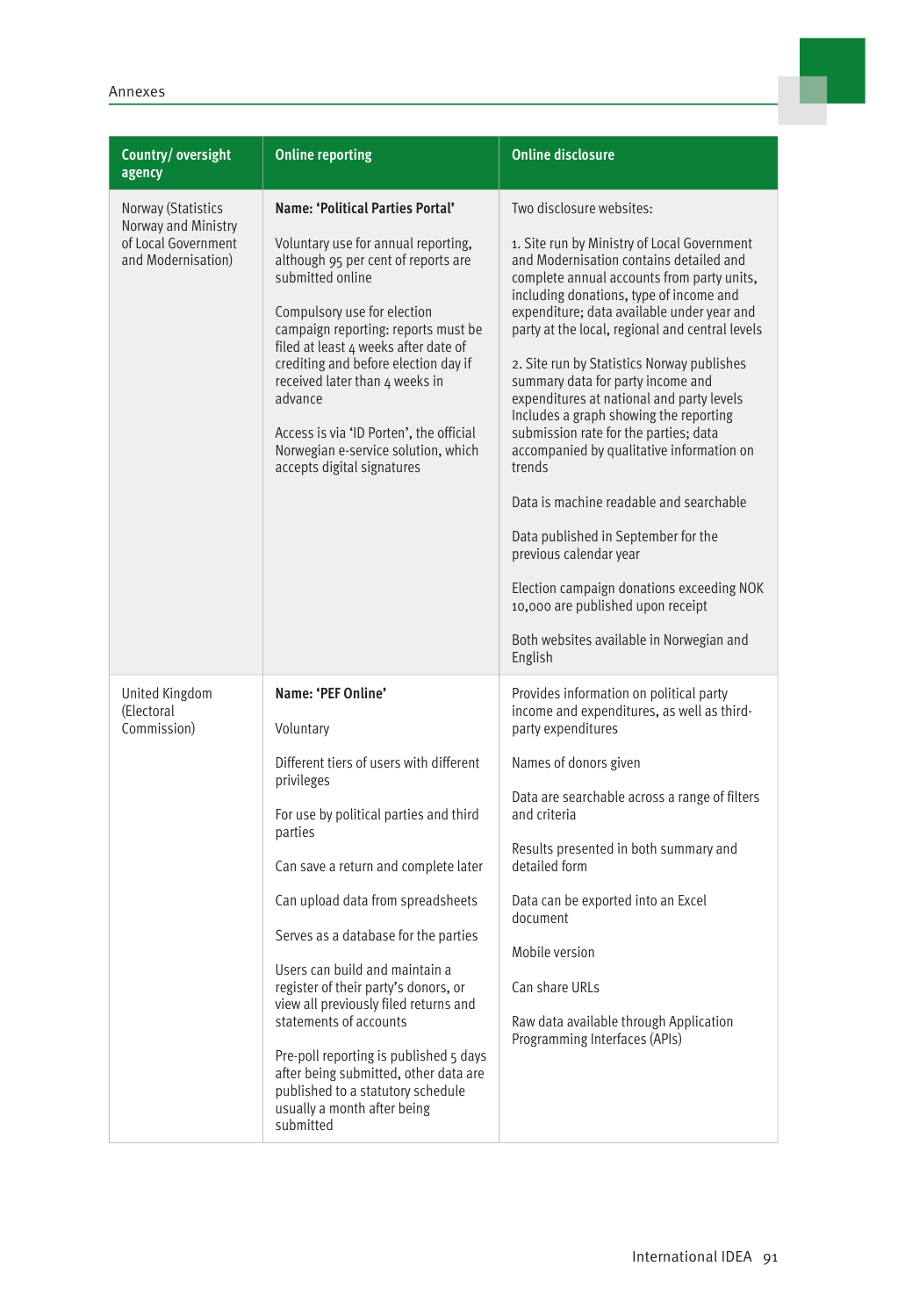| Country/ oversight agency | Online reporting | Online disclosure |
|---|---|---|
| Norway (Statistics Norway and Ministry of Local Government and Modernisation) | **Name: 'Political Parties Portal'**<br><br>Voluntary use for annual reporting, although 95 per cent of reports are submitted online<br><br>Compulsory use for election campaign reporting: reports must be filed at least 4 weeks after date of crediting and before election day if received later than 4 weeks in advance<br><br>Access is via 'ID Porten', the official Norwegian e-service solution, which accepts digital signatures | Two disclosure websites:<br><br>1. Site run by Ministry of Local Government and Modernisation contains detailed and complete annual accounts from party units, including donations, type of income and expenditure; data available under year and party at the local, regional and central levels<br><br>2. Site run by Statistics Norway publishes summary data for party income and expenditures at national and party levels Includes a graph showing the reporting submission rate for the parties; data accompanied by qualitative information on trends<br><br>Data is machine readable and searchable<br><br>Data published in September for the previous calendar year<br><br>Election campaign donations exceeding NOK 10,000 are published upon receipt<br><br>Both websites available in Norwegian and English |
| United Kingdom (Electoral Commission) | **Name: 'PEF Online'**<br><br>Voluntary<br><br>Different tiers of users with different privileges<br><br>For use by political parties and third parties<br><br>Can save a return and complete later<br><br>Can upload data from spreadsheets<br><br>Serves as a database for the parties<br><br>Users can build and maintain a register of their party's donors, or view all previously filed returns and statements of accounts<br><br>Pre-poll reporting is published 5 days after being submitted, other data are published to a statutory schedule usually a month after being submitted | Provides information on political party income and expenditures, as well as third-party expenditures<br><br>Names of donors given<br><br>Data are searchable across a range of filters and criteria<br><br>Results presented in both summary and detailed form<br><br>Data can be exported into an Excel document<br><br>Mobile version<br><br>Can share URLs<br><br>Raw data available through Application Programming Interfaces (APIs) |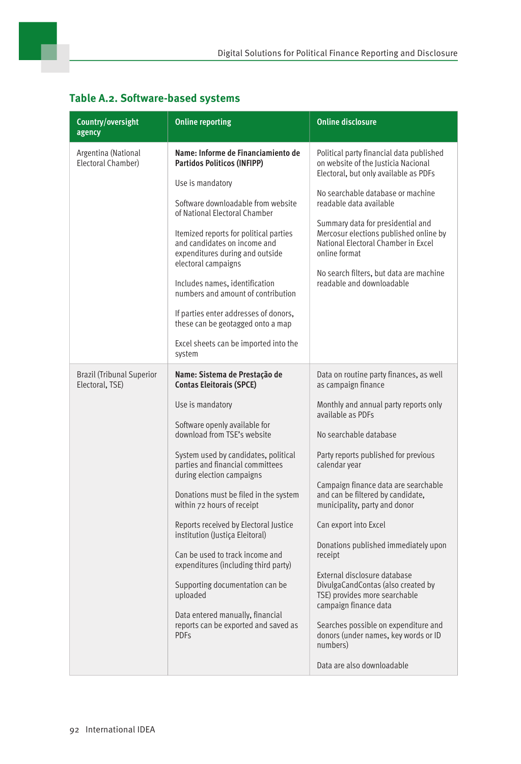### Table A.2. Software-based systems

| Country/oversight agency | Online reporting | Online disclosure |
|---|---|---|
| Argentina (National Electoral Chamber) | **Name: Informe de Financiamiento de Partidos Politicos (INFIPP)**<br><br>Use is mandatory<br><br>Software downloadable from website of National Electoral Chamber<br><br>Itemized reports for political parties and candidates on income and expenditures during and outside electoral campaigns<br><br>Includes names, identification numbers and amount of contribution<br><br>If parties enter addresses of donors, these can be geotagged onto a map<br><br>Excel sheets can be imported into the system | Political party financial data published on website of the Justicia Nacional Electoral, but only available as PDFs<br><br>No searchable database or machine readable data available<br><br>Summary data for presidential and Mercosur elections published online by National Electoral Chamber in Excel online format<br><br>No search filters, but data are machine readable and downloadable |
| Brazil (Tribunal Superior Electoral, TSE) | **Name: Sistema de Prestação de Contas Eleitorais (SPCE)**<br><br>Use is mandatory<br><br>Software openly available for download from TSE's website<br><br>System used by candidates, political parties and financial committees during election campaigns<br><br>Donations must be filed in the system within 72 hours of receipt<br><br>Reports received by Electoral Justice institution (Justiça Eleitoral)<br><br>Can be used to track income and expenditures (including third party)<br><br>Supporting documentation can be uploaded<br><br>Data entered manually, financial reports can be exported and saved as PDFs | Data on routine party finances, as well as campaign finance<br><br>Monthly and annual party reports only available as PDFs<br><br>No searchable database<br><br>Party reports published for previous calendar year<br><br>Campaign finance data are searchable and can be filtered by candidate, municipality, party and donor<br><br>Can export into Excel<br><br>Donations published immediately upon receipt<br><br>External disclosure database DivulgaCandContas (also created by TSE) provides more searchable campaign finance data<br><br>Searches possible on expenditure and donors (under names, key words or ID numbers)<br><br>Data are also downloadable |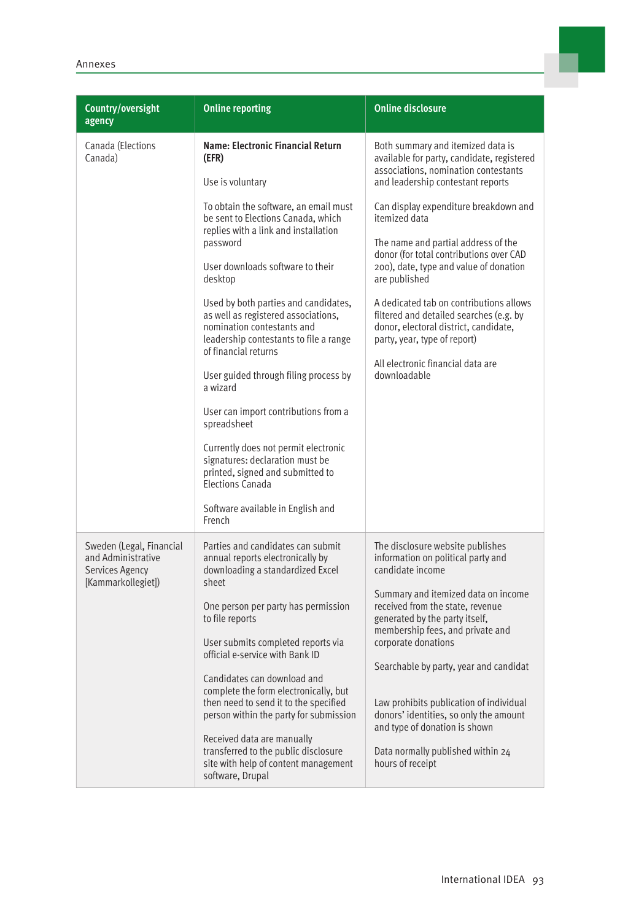| Country/oversight agency | Online reporting | Online disclosure |
|---|---|---|
| Canada (Elections Canada) | **Name: Electronic Financial Return (EFR)**<br><br>Use is voluntary<br><br>To obtain the software, an email must be sent to Elections Canada, which replies with a link and installation password<br><br>User downloads software to their desktop<br><br>Used by both parties and candidates, as well as registered associations, nomination contestants and leadership contestants to file a range of financial returns<br><br>User guided through filing process by a wizard<br><br>User can import contributions from a spreadsheet<br><br>Currently does not permit electronic signatures: declaration must be printed, signed and submitted to Elections Canada<br><br>Software available in English and French | Both summary and itemized data is available for party, candidate, registered associations, nomination contestants and leadership contestant reports<br><br>Can display expenditure breakdown and itemized data<br><br>The name and partial address of the donor (for total contributions over CAD 200), date, type and value of donation are published<br><br>A dedicated tab on contributions allows filtered and detailed searches (e.g. by donor, electoral district, candidate, party, year, type of report)<br><br>All electronic financial data are downloadable |
| Sweden (Legal, Financial and Administrative Services Agency [Kammarkollegiet]) | Parties and candidates can submit annual reports electronically by downloading a standardized Excel sheet<br><br>One person per party has permission to file reports<br><br>User submits completed reports via official e-service with Bank ID<br><br>Candidates can download and complete the form electronically, but then need to send it to the specified person within the party for submission<br><br>Received data are manually transferred to the public disclosure site with help of content management software, Drupal | The disclosure website publishes information on political party and candidate income<br><br>Summary and itemized data on income received from the state, revenue generated by the party itself, membership fees, and private and corporate donations<br><br>Searchable by party, year and candidat<br><br>Law prohibits publication of individual donors' identities, so only the amount and type of donation is shown<br><br>Data normally published within 24 hours of receipt |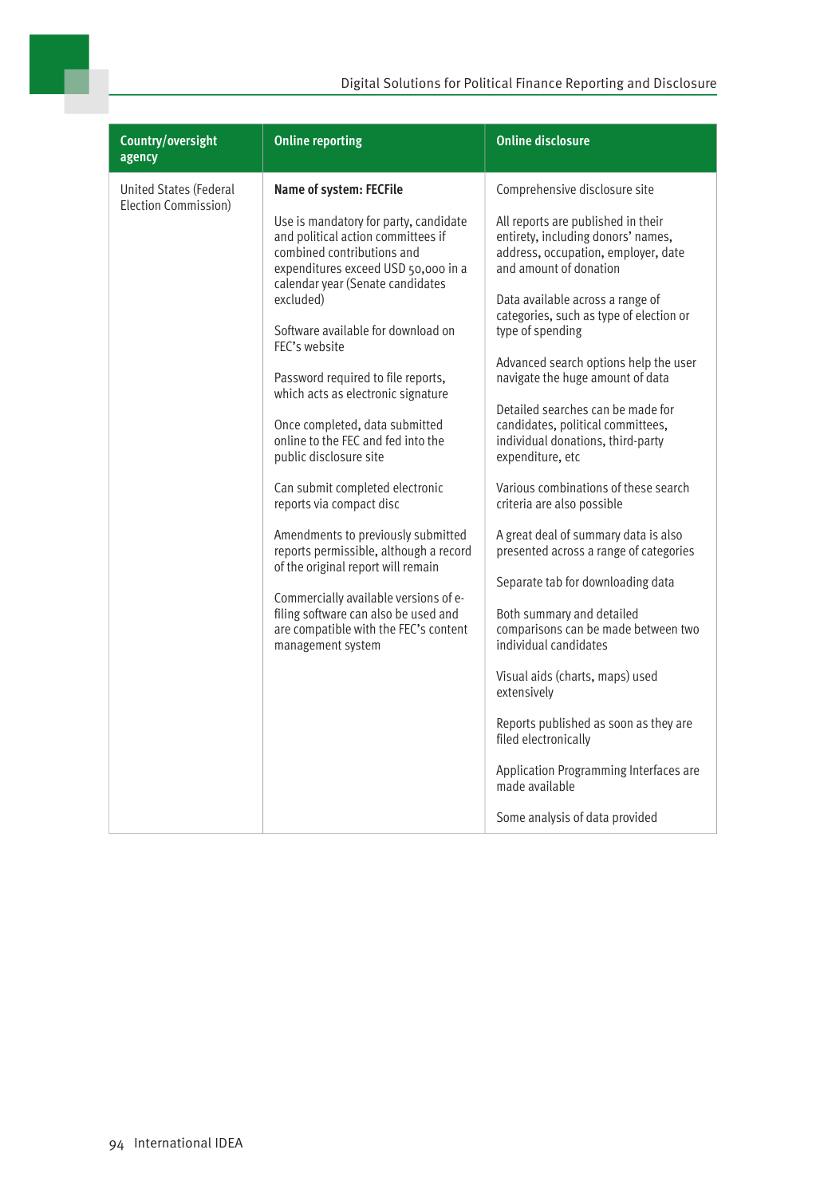| Country/oversight agency | Online reporting | Online disclosure |
|---|---|---|
| United States (Federal Election Commission) | **Name of system: FECFile**<br><br>Use is mandatory for party, candidate and political action committees if combined contributions and expenditures exceed USD 50,000 in a calendar year (Senate candidates excluded)<br><br>Software available for download on FEC's website<br><br>Password required to file reports, which acts as electronic signature<br><br>Once completed, data submitted online to the FEC and fed into the public disclosure site<br><br>Can submit completed electronic reports via compact disc<br><br>Amendments to previously submitted reports permissible, although a record of the original report will remain<br><br>Commercially available versions of e-filing software can also be used and are compatible with the FEC's content management system | Comprehensive disclosure site<br><br>All reports are published in their entirety, including donors' names, address, occupation, employer, date and amount of donation<br><br>Data available across a range of categories, such as type of election or type of spending<br><br>Advanced search options help the user navigate the huge amount of data<br><br>Detailed searches can be made for candidates, political committees, individual donations, third-party expenditure, etc<br><br>Various combinations of these search criteria are also possible<br><br>A great deal of summary data is also presented across a range of categories<br><br>Separate tab for downloading data<br><br>Both summary and detailed comparisons can be made between two individual candidates<br><br>Visual aids (charts, maps) used extensively<br><br>Reports published as soon as they are filed electronically<br><br>Application Programming Interfaces are made available<br><br>Some analysis of data provided |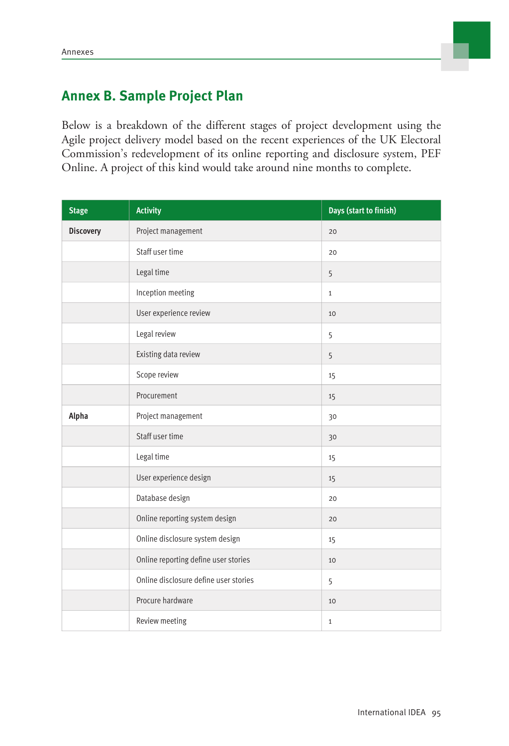## Annex B. Sample Project Plan

Below is a breakdown of the different stages of project development using the Agile project delivery model based on the recent experiences of the UK Electoral Commission's redevelopment of its online reporting and disclosure system, PEF Online. A project of this kind would take around nine months to complete.

| Stage | Activity | Days (start to finish) |
|---|---|---|
| **Discovery** | Project management | 20 |
| | Staff user time | 20 |
| | Legal time | 5 |
| | Inception meeting | 1 |
| | User experience review | 10 |
| | Legal review | 5 |
| | Existing data review | 5 |
| | Scope review | 15 |
| | Procurement | 15 |
| **Alpha** | Project management | 30 |
| | Staff user time | 30 |
| | Legal time | 15 |
| | User experience design | 15 |
| | Database design | 20 |
| | Online reporting system design | 20 |
| | Online disclosure system design | 15 |
| | Online reporting define user stories | 10 |
| | Online disclosure define user stories | 5 |
| | Procure hardware | 10 |
| | Review meeting | 1 |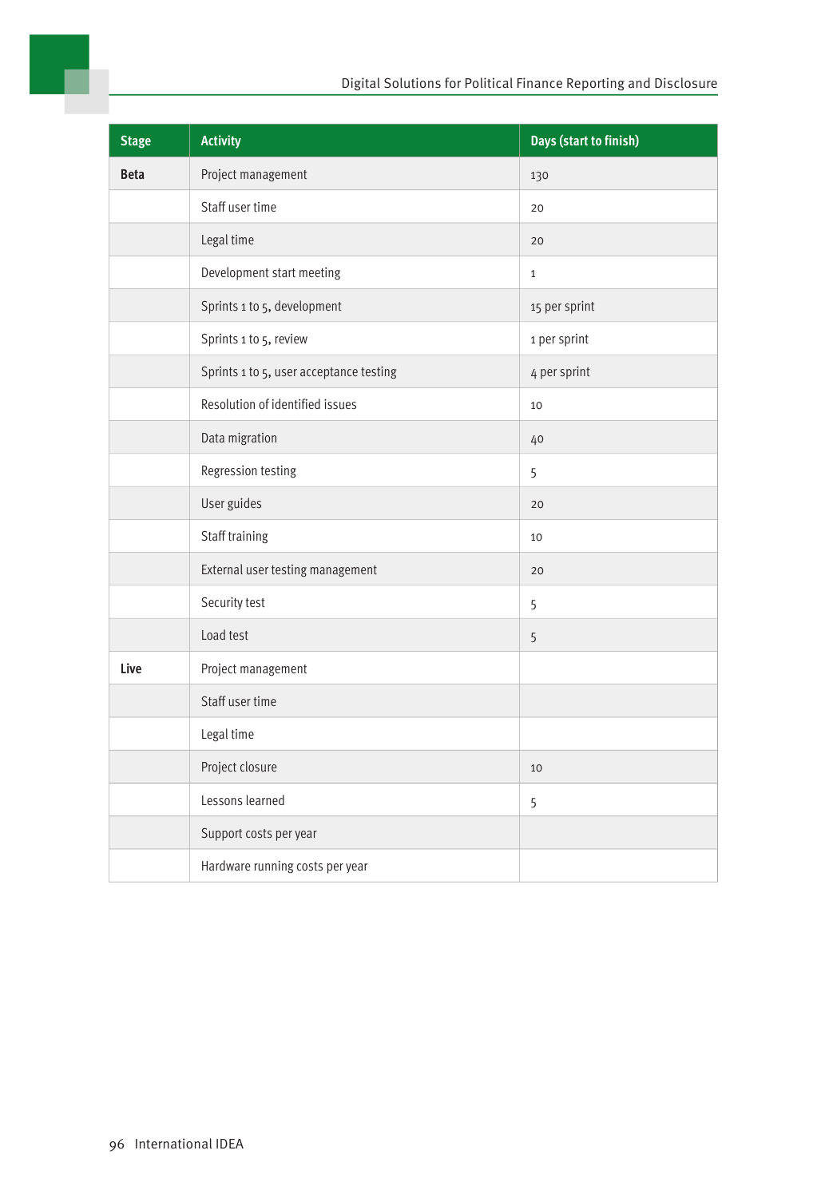| Stage | Activity | Days (start to finish) |
| --- | --- | --- |
| **Beta** | Project management | 130 |
| | Staff user time | 20 |
| | Legal time | 20 |
| | Development start meeting | 1 |
| | Sprints 1 to 5, development | 15 per sprint |
| | Sprints 1 to 5, review | 1 per sprint |
| | Sprints 1 to 5, user acceptance testing | 4 per sprint |
| | Resolution of identified issues | 10 |
| | Data migration | 40 |
| | Regression testing | 5 |
| | User guides | 20 |
| | Staff training | 10 |
| | External user testing management | 20 |
| | Security test | 5 |
| | Load test | 5 |
| **Live** | Project management | |
| | Staff user time | |
| | Legal time | |
| | Project closure | 10 |
| | Lessons learned | 5 |
| | Support costs per year | |
| | Hardware running costs per year | |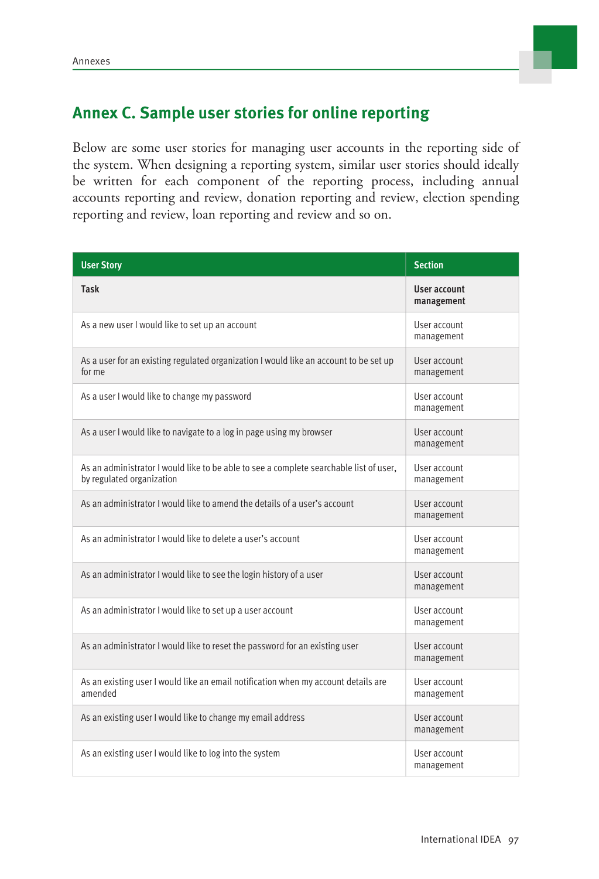## Annex C. Sample user stories for online reporting

Below are some user stories for managing user accounts in the reporting side of the system. When designing a reporting system, similar user stories should ideally be written for each component of the reporting process, including annual accounts reporting and review, donation reporting and review, election spending reporting and review, loan reporting and review and so on.

| User Story | Section |
|---|---|
| **Task** | **User account management** |
| As a new user I would like to set up an account | User account management |
| As a user for an existing regulated organization I would like an account to be set up for me | User account management |
| As a user I would like to change my password | User account management |
| As a user I would like to navigate to a log in page using my browser | User account management |
| As an administrator I would like to be able to see a complete searchable list of user, by regulated organization | User account management |
| As an administrator I would like to amend the details of a user's account | User account management |
| As an administrator I would like to delete a user's account | User account management |
| As an administrator I would like to see the login history of a user | User account management |
| As an administrator I would like to set up a user account | User account management |
| As an administrator I would like to reset the password for an existing user | User account management |
| As an existing user I would like an email notification when my account details are amended | User account management |
| As an existing user I would like to change my email address | User account management |
| As an existing user I would like to log into the system | User account management |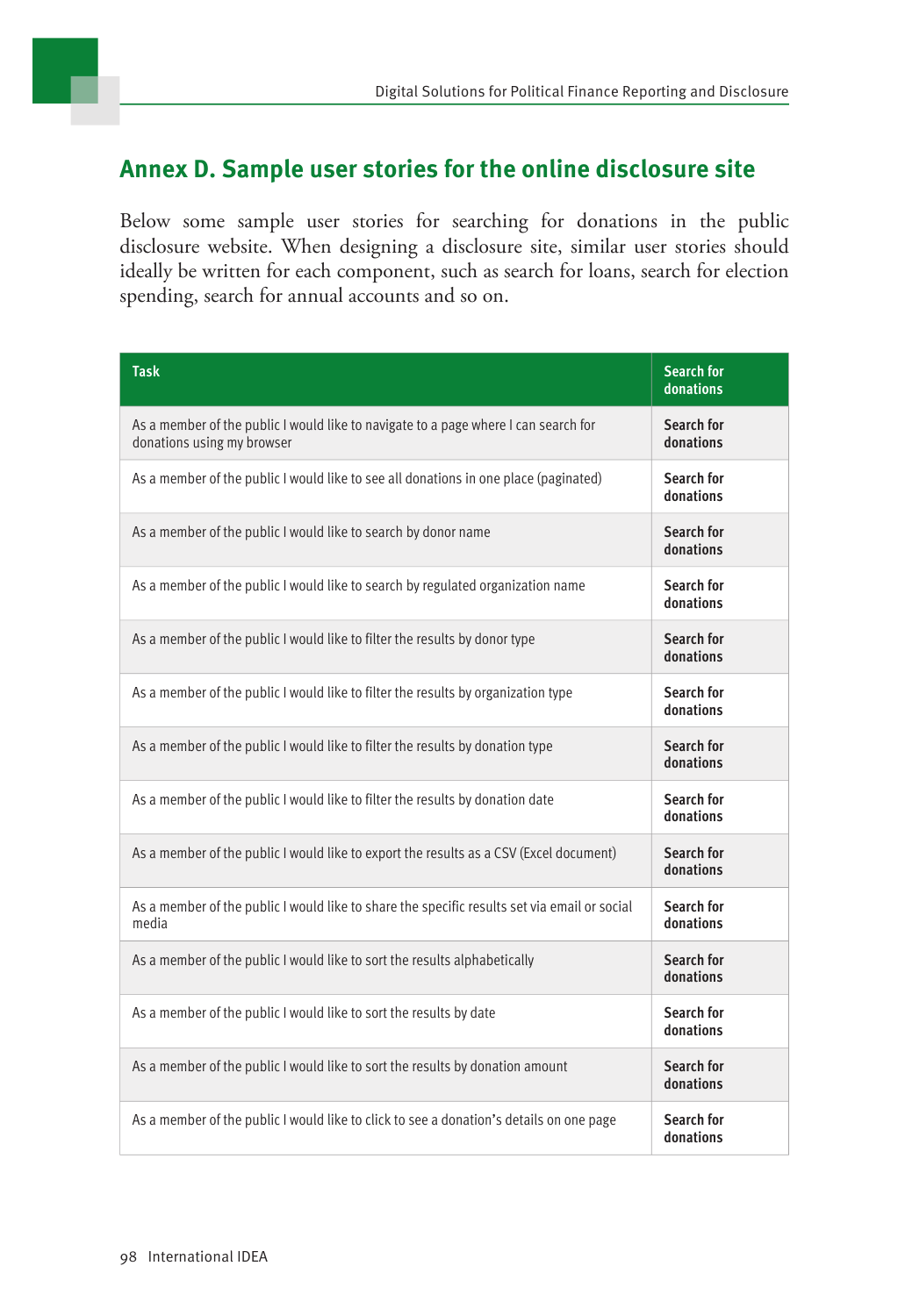## Annex D. Sample user stories for the online disclosure site

Below some sample user stories for searching for donations in the public disclosure website. When designing a disclosure site, similar user stories should ideally be written for each component, such as search for loans, search for election spending, search for annual accounts and so on.

| Task | Search for donations |
|---|---|
| As a member of the public I would like to navigate to a page where I can search for donations using my browser | **Search for donations** |
| As a member of the public I would like to see all donations in one place (paginated) | **Search for donations** |
| As a member of the public I would like to search by donor name | **Search for donations** |
| As a member of the public I would like to search by regulated organization name | **Search for donations** |
| As a member of the public I would like to filter the results by donor type | **Search for donations** |
| As a member of the public I would like to filter the results by organization type | **Search for donations** |
| As a member of the public I would like to filter the results by donation type | **Search for donations** |
| As a member of the public I would like to filter the results by donation date | **Search for donations** |
| As a member of the public I would like to export the results as a CSV (Excel document) | **Search for donations** |
| As a member of the public I would like to share the specific results set via email or social media | **Search for donations** |
| As a member of the public I would like to sort the results alphabetically | **Search for donations** |
| As a member of the public I would like to sort the results by date | **Search for donations** |
| As a member of the public I would like to sort the results by donation amount | **Search for donations** |
| As a member of the public I would like to click to see a donation's details on one page | **Search for donations** |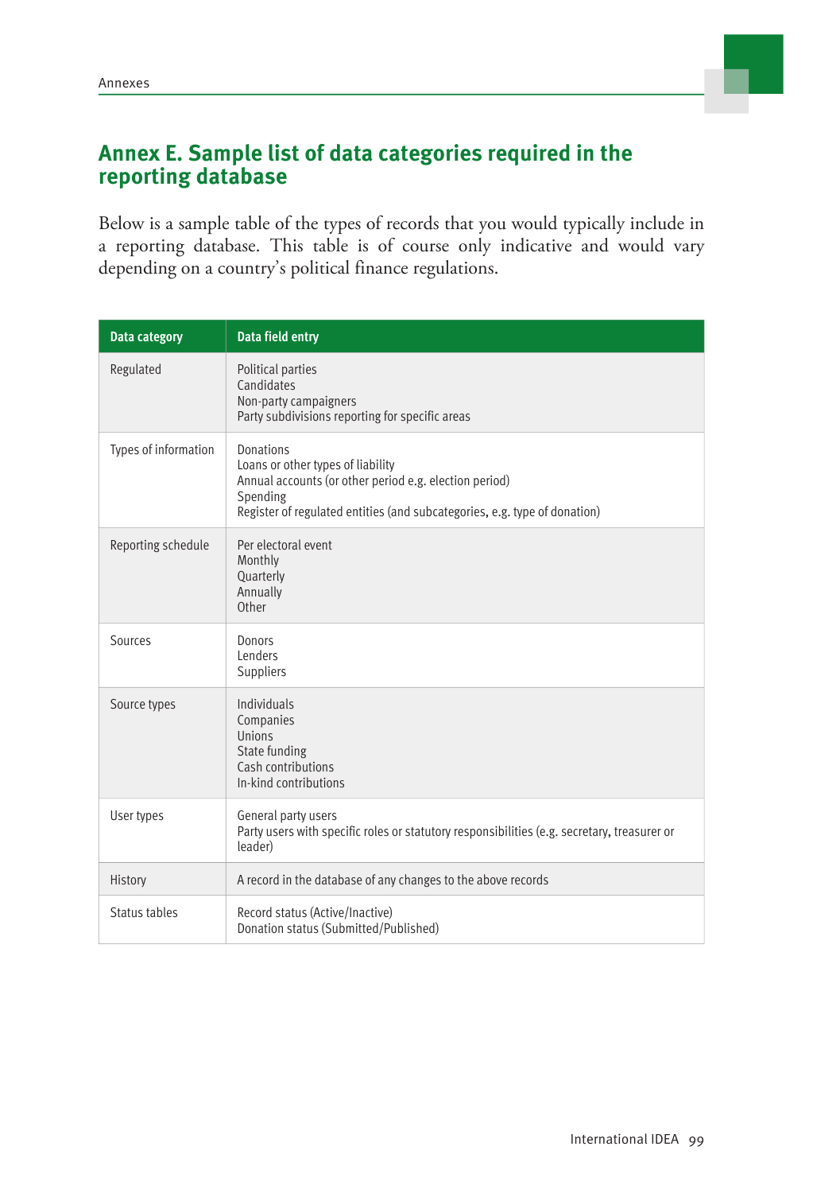# Annex E. Sample list of data categories required in the reporting database

Below is a sample table of the types of records that you would typically include in a reporting database. This table is of course only indicative and would vary depending on a country's political finance regulations.

| Data category | Data field entry |
|---|---|
| Regulated | Political parties<br>Candidates<br>Non-party campaigners<br>Party subdivisions reporting for specific areas |
| Types of information | Donations<br>Loans or other types of liability<br>Annual accounts (or other period e.g. election period)<br>Spending<br>Register of regulated entities (and subcategories, e.g. type of donation) |
| Reporting schedule | Per electoral event<br>Monthly<br>Quarterly<br>Annually<br>Other |
| Sources | Donors<br>Lenders<br>Suppliers |
| Source types | Individuals<br>Companies<br>Unions<br>State funding<br>Cash contributions<br>In-kind contributions |
| User types | General party users<br>Party users with specific roles or statutory responsibilities (e.g. secretary, treasurer or leader) |
| History | A record in the database of any changes to the above records |
| Status tables | Record status (Active/Inactive)<br>Donation status (Submitted/Published) |